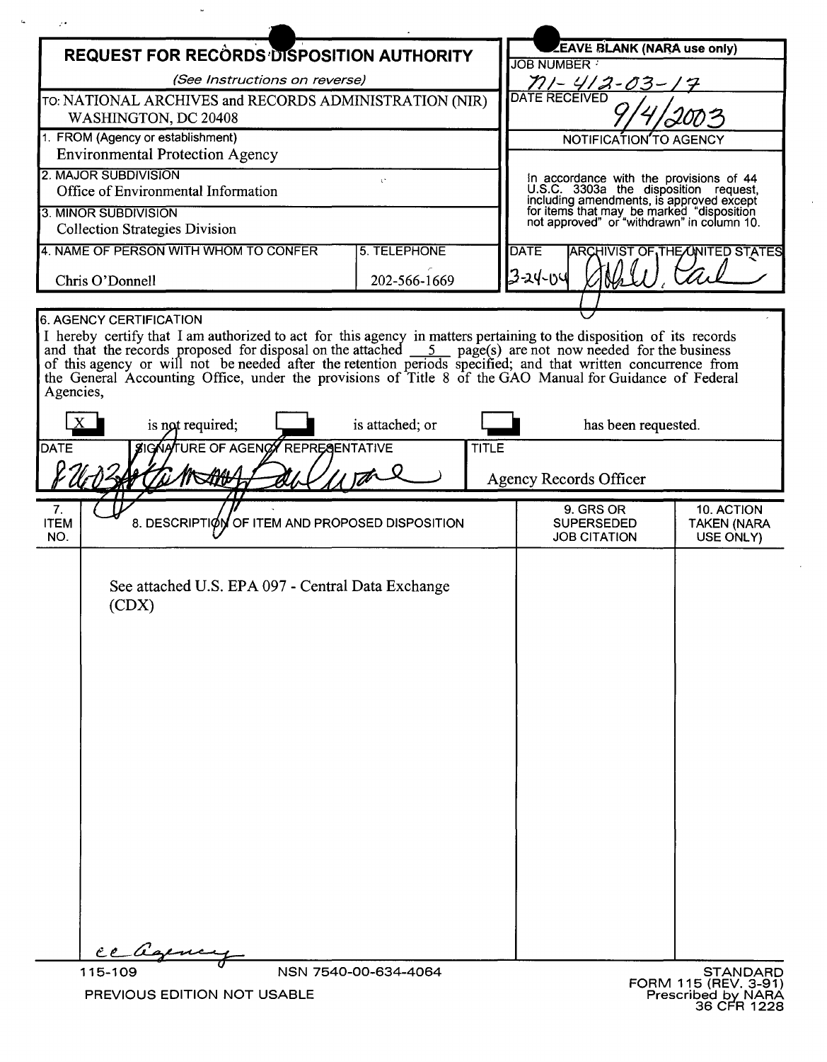# REQUEST FOR RECORDS DISPOSITION AUTHORITY

*(See Instructions on reverse)*

TO: NATIONAL ARCHIVES and RECORDS ADMINISTRATION (NIR)
WASHINGTON, DC 20408

**LEAVE BLANK (NARA use only)**

JOB NUMBER: N1-412-03-17

DATE RECEIVED: 9/4/2003

NOTIFICATION TO AGENCY

In accordance with the provisions of 44 U.S.C. 3303a the disposition request, including amendments, is approved except for items that may be marked "disposition not approved" or "withdrawn" in column 10.

DATE: 3-24-04

ARCHIVIST OF THE UNITED STATES: [signature]

1. FROM (Agency or establishment)
   Environmental Protection Agency

2. MAJOR SUBDIVISION
   Office of Environmental Information

3. MINOR SUBDIVISION
   Collection Strategies Division

4. NAME OF PERSON WITH WHOM TO CONFER: Chris O'Donnell

5. TELEPHONE: 202-566-1669

6. AGENCY CERTIFICATION

I hereby certify that I am authorized to act for this agency in matters pertaining to the disposition of its records and that the records proposed for disposal on the attached 5 page(s) are not now needed for the business of this agency or will not be needed after the retention periods specified; and that written concurrence from the General Accounting Office, under the provisions of Title 8 of the GAO Manual for Guidance of Federal Agencies,

[X] is not required; [ ] is attached; or [ ] has been requested.

| DATE | SIGNATURE OF AGENCY REPRESENTATIVE | TITLE |
|---|---|---|
| 8/26/03 | [signature] | Agency Records Officer |

| 7. ITEM NO. | 8. DESCRIPTION OF ITEM AND PROPOSED DISPOSITION | 9. GRS OR SUPERSEDED JOB CITATION | 10. ACTION TAKEN (NARA USE ONLY) |
|---|---|---|---|
| | See attached U.S. EPA 097 - Central Data Exchange (CDX) | | |

cc Agency

115-109 NSN 7540-00-634-4064

PREVIOUS EDITION NOT USABLE

STANDARD FORM 115 (REV. 3-91)
Prescribed by NARA
36 CFR 1228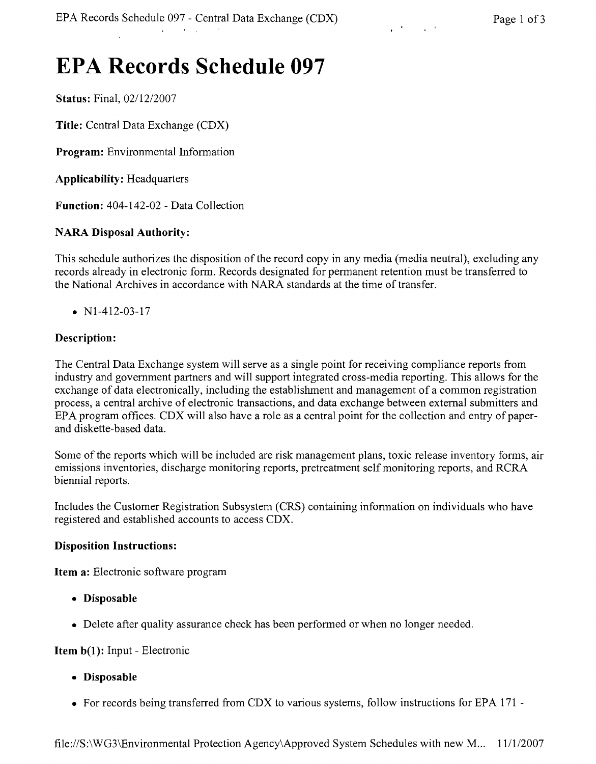# EPA Records Schedule 097

**Status:** Final, 02/12/2007

**Title:** Central Data Exchange (CDX)

**Program:** Environmental Information

**Applicability:** Headquarters

**Function:** 404-142-02 - Data Collection

**NARA Disposal Authority:**

This schedule authorizes the disposition of the record copy in any media (media neutral), excluding any records already in electronic form. Records designated for permanent retention must be transferred to the National Archives in accordance with NARA standards at the time of transfer.

- N1-412-03-17

**Description:**

The Central Data Exchange system will serve as a single point for receiving compliance reports from industry and government partners and will support integrated cross-media reporting. This allows for the exchange of data electronically, including the establishment and management of a common registration process, a central archive of electronic transactions, and data exchange between external submitters and EPA program offices. CDX will also have a role as a central point for the collection and entry of paper- and diskette-based data.

Some of the reports which will be included are risk management plans, toxic release inventory forms, air emissions inventories, discharge monitoring reports, pretreatment self monitoring reports, and RCRA biennial reports.

Includes the Customer Registration Subsystem (CRS) containing information on individuals who have registered and established accounts to access CDX.

**Disposition Instructions:**

**Item a:** Electronic software program

- **Disposable**
- Delete after quality assurance check has been performed or when no longer needed.

**Item b(1):** Input - Electronic

- **Disposable**
- For records being transferred from CDX to various systems, follow instructions for EPA 171 -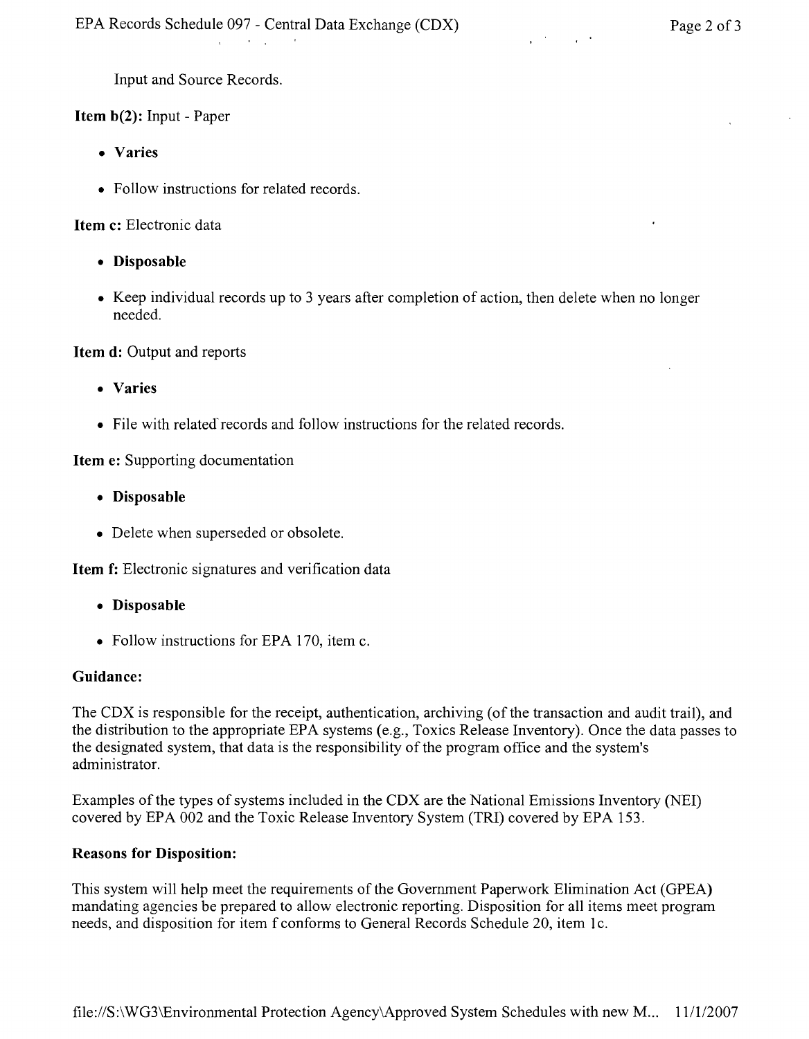Input and Source Records.

**Item b(2):** Input - Paper

- **Varies**
- Follow instructions for related records.

**Item c:** Electronic data

- **Disposable**
- Keep individual records up to 3 years after completion of action, then delete when no longer needed.

**Item d:** Output and reports

- **Varies**
- File with related records and follow instructions for the related records.

**Item e:** Supporting documentation

- **Disposable**
- Delete when superseded or obsolete.

**Item f:** Electronic signatures and verification data

- **Disposable**
- Follow instructions for EPA 170, item c.

**Guidance:**

The CDX is responsible for the receipt, authentication, archiving (of the transaction and audit trail), and the distribution to the appropriate EPA systems (e.g., Toxics Release Inventory). Once the data passes to the designated system, that data is the responsibility of the program office and the system's administrator.

Examples of the types of systems included in the CDX are the National Emissions Inventory (NEI) covered by EPA 002 and the Toxic Release Inventory System (TRI) covered by EPA 153.

**Reasons for Disposition:**

This system will help meet the requirements of the Government Paperwork Elimination Act (GPEA) mandating agencies be prepared to allow electronic reporting. Disposition for all items meet program needs, and disposition for item f conforms to General Records Schedule 20, item 1c.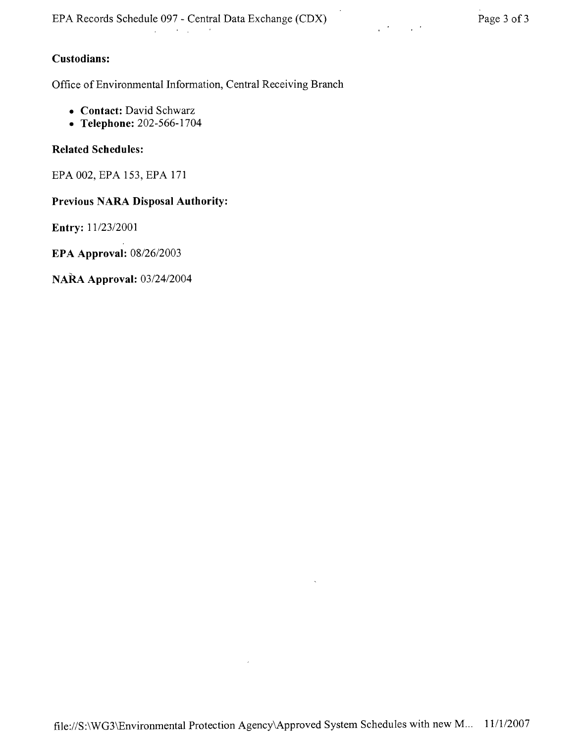### Custodians:

Office of Environmental Information, Central Receiving Branch

- **Contact:** David Schwarz
- **Telephone:** 202-566-1704

### Related Schedules:

EPA 002, EPA 153, EPA 171

### Previous NARA Disposal Authority:

**Entry:** 11/23/2001

**EPA Approval:** 08/26/2003

**NARA Approval:** 03/24/2004